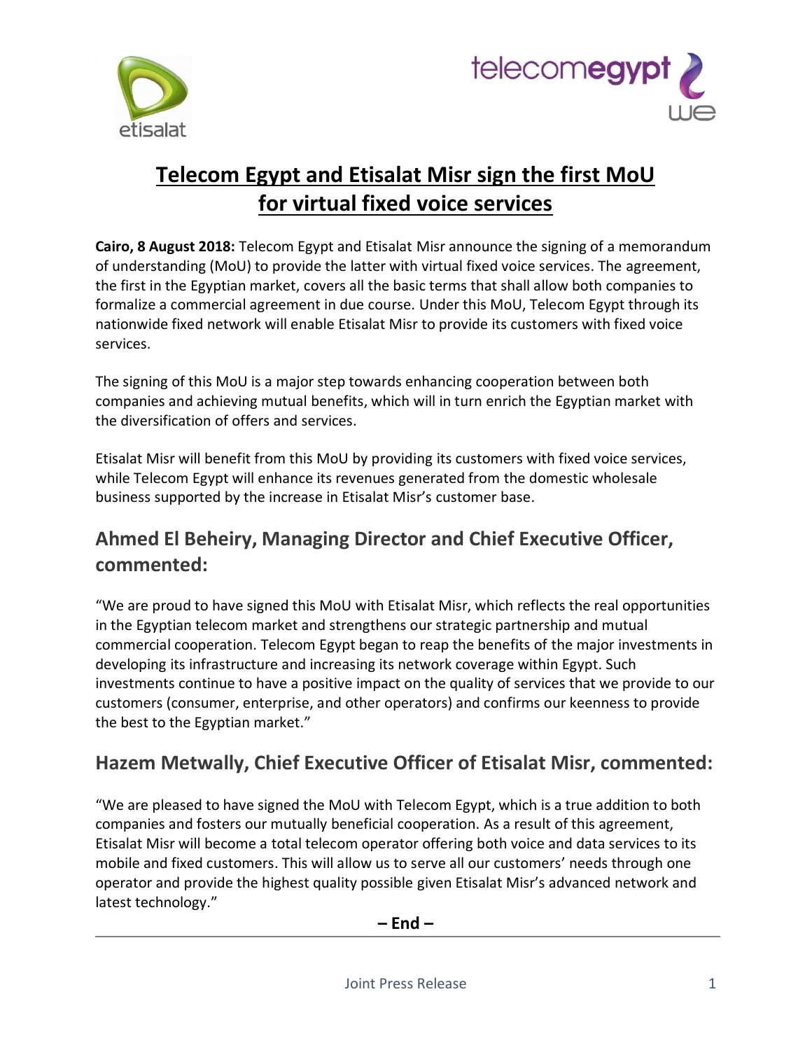# Telecom Egypt and Etisalat Misr sign the first MoU for virtual fixed voice services

**Cairo, 8 August 2018:** Telecom Egypt and Etisalat Misr announce the signing of a memorandum of understanding (MoU) to provide the latter with virtual fixed voice services. The agreement, the first in the Egyptian market, covers all the basic terms that shall allow both companies to formalize a commercial agreement in due course. Under this MoU, Telecom Egypt through its nationwide fixed network will enable Etisalat Misr to provide its customers with fixed voice services.

The signing of this MoU is a major step towards enhancing cooperation between both companies and achieving mutual benefits, which will in turn enrich the Egyptian market with the diversification of offers and services.

Etisalat Misr will benefit from this MoU by providing its customers with fixed voice services, while Telecom Egypt will enhance its revenues generated from the domestic wholesale business supported by the increase in Etisalat Misr's customer base.

## Ahmed El Beheiry, Managing Director and Chief Executive Officer, commented:

"We are proud to have signed this MoU with Etisalat Misr, which reflects the real opportunities in the Egyptian telecom market and strengthens our strategic partnership and mutual commercial cooperation. Telecom Egypt began to reap the benefits of the major investments in developing its infrastructure and increasing its network coverage within Egypt. Such investments continue to have a positive impact on the quality of services that we provide to our customers (consumer, enterprise, and other operators) and confirms our keenness to provide the best to the Egyptian market."

## Hazem Metwally, Chief Executive Officer of Etisalat Misr, commented:

"We are pleased to have signed the MoU with Telecom Egypt, which is a true addition to both companies and fosters our mutually beneficial cooperation. As a result of this agreement, Etisalat Misr will become a total telecom operator offering both voice and data services to its mobile and fixed customers. This will allow us to serve all our customers' needs through one operator and provide the highest quality possible given Etisalat Misr's advanced network and latest technology."

**– End –**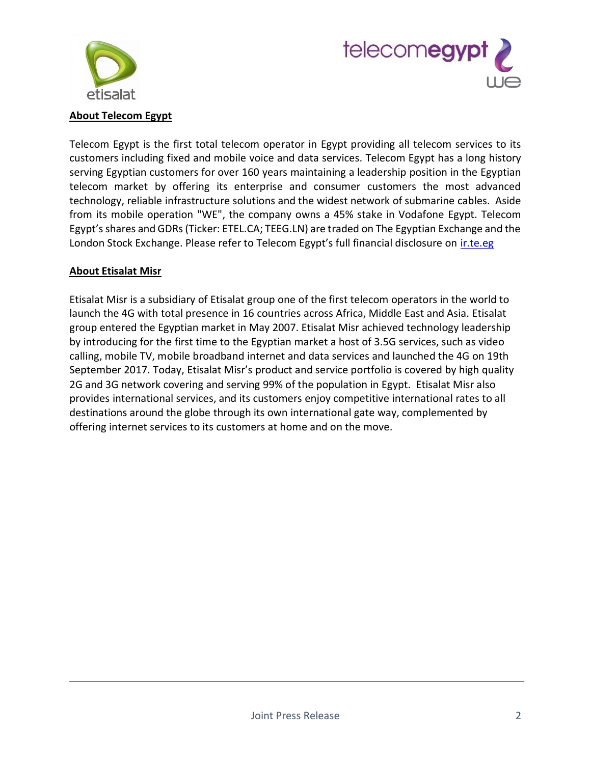## About Telecom Egypt

Telecom Egypt is the first total telecom operator in Egypt providing all telecom services to its customers including fixed and mobile voice and data services. Telecom Egypt has a long history serving Egyptian customers for over 160 years maintaining a leadership position in the Egyptian telecom market by offering its enterprise and consumer customers the most advanced technology, reliable infrastructure solutions and the widest network of submarine cables. Aside from its mobile operation "WE", the company owns a 45% stake in Vodafone Egypt. Telecom Egypt's shares and GDRs (Ticker: ETEL.CA; TEEG.LN) are traded on The Egyptian Exchange and the London Stock Exchange. Please refer to Telecom Egypt's full financial disclosure on [ir.te.eg](ir.te.eg)

## About Etisalat Misr

Etisalat Misr is a subsidiary of Etisalat group one of the first telecom operators in the world to launch the 4G with total presence in 16 countries across Africa, Middle East and Asia. Etisalat group entered the Egyptian market in May 2007. Etisalat Misr achieved technology leadership by introducing for the first time to the Egyptian market a host of 3.5G services, such as video calling, mobile TV, mobile broadband internet and data services and launched the 4G on 19th September 2017. Today, Etisalat Misr's product and service portfolio is covered by high quality 2G and 3G network covering and serving 99% of the population in Egypt. Etisalat Misr also provides international services, and its customers enjoy competitive international rates to all destinations around the globe through its own international gate way, complemented by offering internet services to its customers at home and on the move.